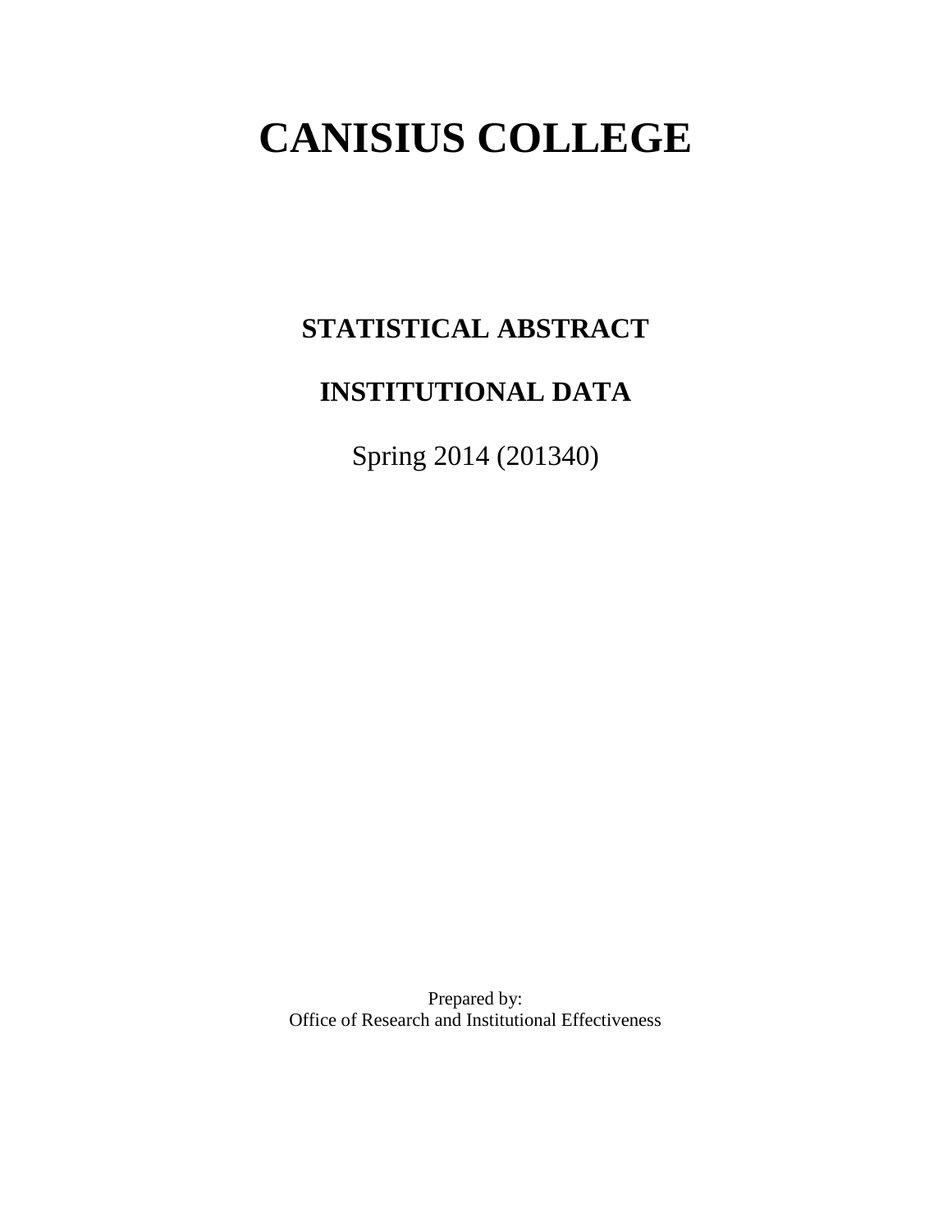# CANISIUS COLLEGE

## STATISTICAL ABSTRACT

## INSTITUTIONAL DATA

Spring 2014 (201340)

Prepared by:
Office of Research and Institutional Effectiveness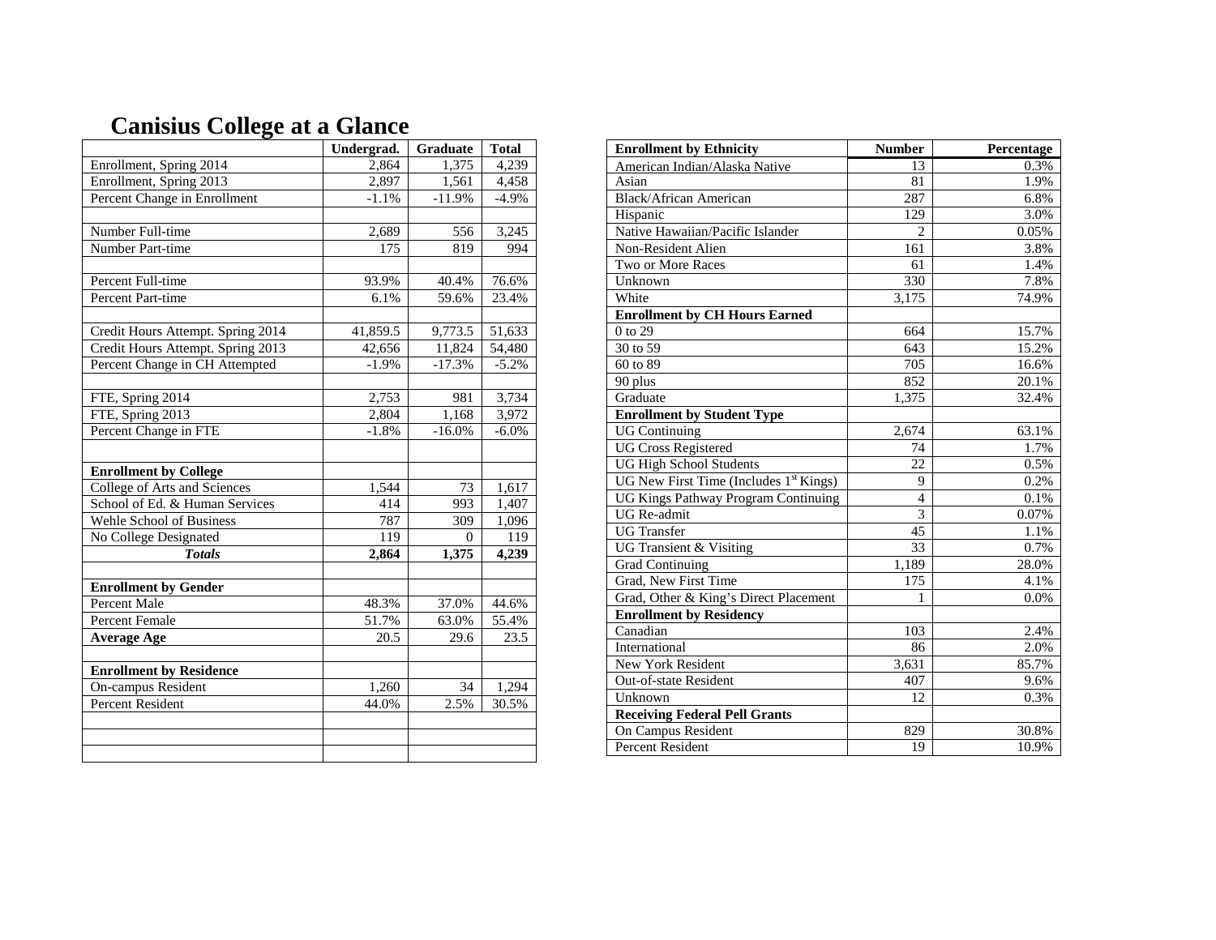# Canisius College at a Glance

| | Undergrad. | Graduate | Total |
|---|---|---|---|
| Enrollment, Spring 2014 | 2,864 | 1,375 | 4,239 |
| Enrollment, Spring 2013 | 2,897 | 1,561 | 4,458 |
| Percent Change in Enrollment | -1.1% | -11.9% | -4.9% |
| | | | |
| Number Full-time | 2,689 | 556 | 3,245 |
| Number Part-time | 175 | 819 | 994 |
| | | | |
| Percent Full-time | 93.9% | 40.4% | 76.6% |
| Percent Part-time | 6.1% | 59.6% | 23.4% |
| | | | |
| Credit Hours Attempt. Spring 2014 | 41,859.5 | 9,773.5 | 51,633 |
| Credit Hours Attempt. Spring 2013 | 42,656 | 11,824 | 54,480 |
| Percent Change in CH Attempted | -1.9% | -17.3% | -5.2% |
| | | | |
| FTE, Spring 2014 | 2,753 | 981 | 3,734 |
| FTE, Spring 2013 | 2,804 | 1,168 | 3,972 |
| Percent Change in FTE | -1.8% | -16.0% | -6.0% |
| | | | |
| **Enrollment by College** | | | |
| College of Arts and Sciences | 1,544 | 73 | 1,617 |
| School of Ed. & Human Services | 414 | 993 | 1,407 |
| Wehle School of Business | 787 | 309 | 1,096 |
| No College Designated | 119 | 0 | 119 |
| ***Totals*** | **2,864** | **1,375** | **4,239** |
| | | | |
| **Enrollment by Gender** | | | |
| Percent Male | 48.3% | 37.0% | 44.6% |
| Percent Female | 51.7% | 63.0% | 55.4% |
| **Average Age** | 20.5 | 29.6 | 23.5 |
| | | | |
| **Enrollment by Residence** | | | |
| On-campus Resident | 1,260 | 34 | 1,294 |
| Percent Resident | 44.0% | 2.5% | 30.5% |

| Enrollment by Ethnicity | Number | Percentage |
|---|---|---|
| American Indian/Alaska Native | 13 | 0.3% |
| Asian | 81 | 1.9% |
| Black/African American | 287 | 6.8% |
| Hispanic | 129 | 3.0% |
| Native Hawaiian/Pacific Islander | 2 | 0.05% |
| Non-Resident Alien | 161 | 3.8% |
| Two or More Races | 61 | 1.4% |
| Unknown | 330 | 7.8% |
| White | 3,175 | 74.9% |
| **Enrollment by CH Hours Earned** | | |
| 0 to 29 | 664 | 15.7% |
| 30 to 59 | 643 | 15.2% |
| 60 to 89 | 705 | 16.6% |
| 90 plus | 852 | 20.1% |
| Graduate | 1,375 | 32.4% |
| **Enrollment by Student Type** | | |
| UG Continuing | 2,674 | 63.1% |
| UG Cross Registered | 74 | 1.7% |
| UG High School Students | 22 | 0.5% |
| UG New First Time (Includes 1st Kings) | 9 | 0.2% |
| UG Kings Pathway Program Continuing | 4 | 0.1% |
| UG Re-admit | 3 | 0.07% |
| UG Transfer | 45 | 1.1% |
| UG Transient & Visiting | 33 | 0.7% |
| Grad Continuing | 1,189 | 28.0% |
| Grad, New First Time | 175 | 4.1% |
| Grad, Other & King's Direct Placement | 1 | 0.0% |
| **Enrollment by Residency** | | |
| Canadian | 103 | 2.4% |
| International | 86 | 2.0% |
| New York Resident | 3,631 | 85.7% |
| Out-of-state Resident | 407 | 9.6% |
| Unknown | 12 | 0.3% |
| **Receiving Federal Pell Grants** | | |
| On Campus Resident | 829 | 30.8% |
| Percent Resident | 19 | 10.9% |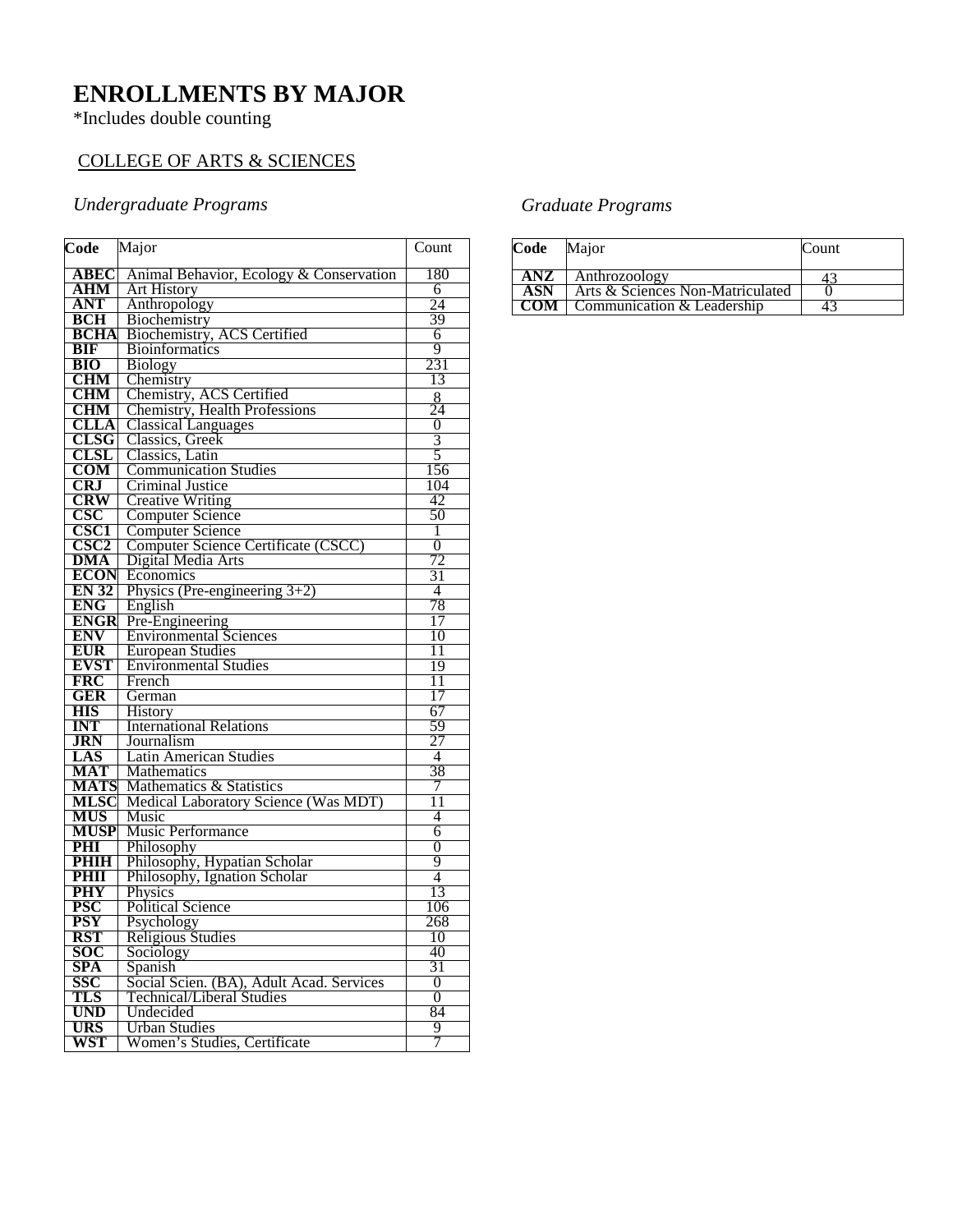# ENROLLMENTS BY MAJOR

*Includes double counting

## COLLEGE OF ARTS & SCIENCES

### *Undergraduate Programs*

| Code | Major | Count |
|---|---|---|
| **ABEC** | Animal Behavior, Ecology & Conservation | 180 |
| **AHM** | Art History | 6 |
| **ANT** | Anthropology | 24 |
| **BCH** | Biochemistry | 39 |
| **BCHA** | Biochemistry, ACS Certified | 6 |
| **BIF** | Bioinformatics | 9 |
| **BIO** | Biology | 231 |
| **CHM** | Chemistry | 13 |
| **CHM** | Chemistry, ACS Certified | 8 |
| **CHM** | Chemistry, Health Professions | 24 |
| **CLLA** | Classical Languages | 0 |
| **CLSG** | Classics, Greek | 3 |
| **CLSL** | Classics, Latin | 5 |
| **COM** | Communication Studies | 156 |
| **CRJ** | Criminal Justice | 104 |
| **CRW** | Creative Writing | 42 |
| **CSC** | Computer Science | 50 |
| **CSC1** | Computer Science | 1 |
| **CSC2** | Computer Science Certificate (CSCC) | 0 |
| **DMA** | Digital Media Arts | 72 |
| **ECON** | Economics | 31 |
| **EN 32** | Physics (Pre-engineering 3+2) | 4 |
| **ENG** | English | 78 |
| **ENGR** | Pre-Engineering | 17 |
| **ENV** | Environmental Sciences | 10 |
| **EUR** | European Studies | 11 |
| **EVST** | Environmental Studies | 19 |
| **FRC** | French | 11 |
| **GER** | German | 17 |
| **HIS** | History | 67 |
| **INT** | International Relations | 59 |
| **JRN** | Journalism | 27 |
| **LAS** | Latin American Studies | 4 |
| **MAT** | Mathematics | 38 |
| **MATS** | Mathematics & Statistics | 7 |
| **MLSC** | Medical Laboratory Science (Was MDT) | 11 |
| **MUS** | Music | 4 |
| **MUSP** | Music Performance | 6 |
| **PHI** | Philosophy | 0 |
| **PHIH** | Philosophy, Hypatian Scholar | 9 |
| **PHII** | Philosophy, Ignation Scholar | 4 |
| **PHY** | Physics | 13 |
| **PSC** | Political Science | 106 |
| **PSY** | Psychology | 268 |
| **RST** | Religious Studies | 10 |
| **SOC** | Sociology | 40 |
| **SPA** | Spanish | 31 |
| **SSC** | Social Scien. (BA), Adult Acad. Services | 0 |
| **TLS** | Technical/Liberal Studies | 0 |
| **UND** | Undecided | 84 |
| **URS** | Urban Studies | 9 |
| **WST** | Women's Studies, Certificate | 7 |

### *Graduate Programs*

| Code | Major | Count |
|---|---|---|
| **ANZ** | Anthrozoology | 43 |
| **ASN** | Arts & Sciences Non-Matriculated | 0 |
| **COM** | Communication & Leadership | 43 |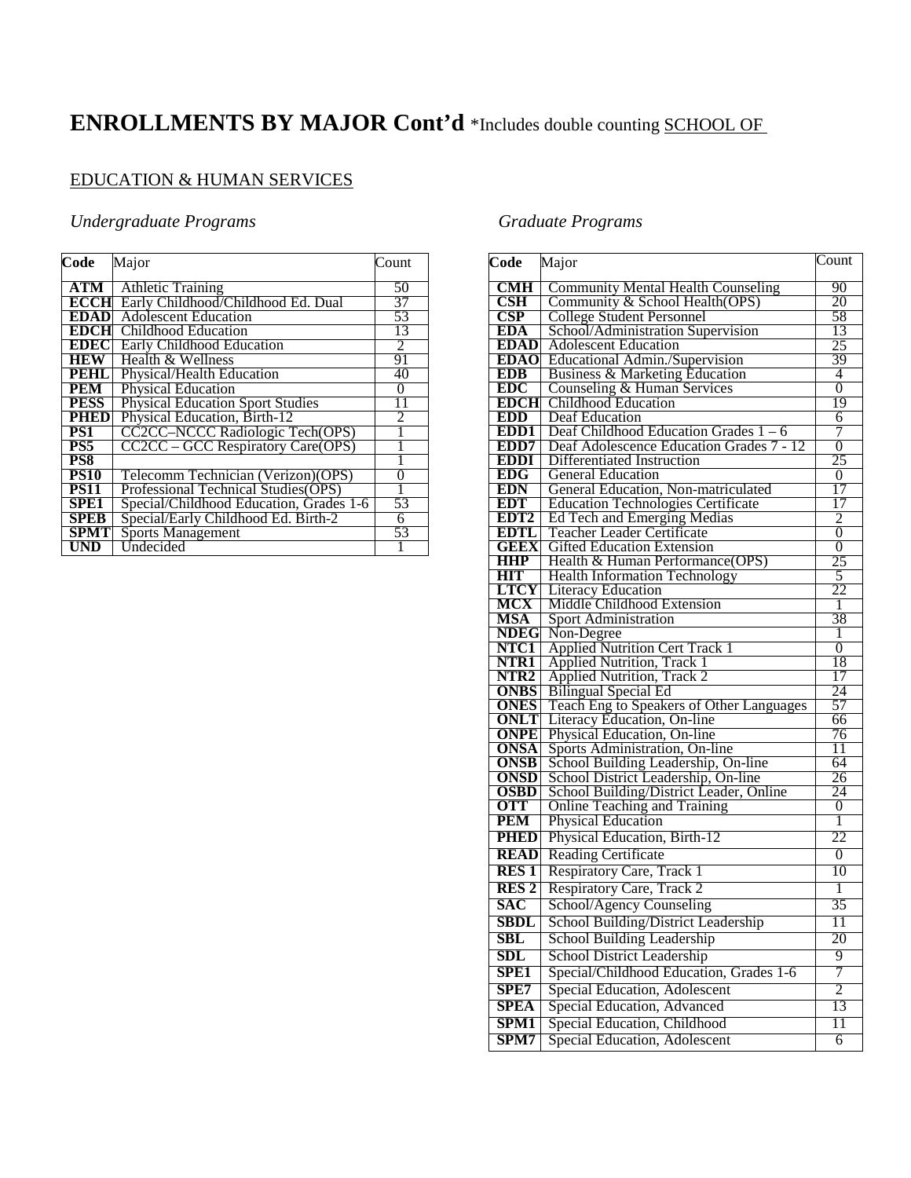# ENROLLMENTS BY MAJOR Cont'd *Includes double counting SCHOOL OF EDUCATION & HUMAN SERVICES

*Undergraduate Programs*

| Code | Major | Count |
| --- | --- | --- |
| ATM | Athletic Training | 50 |
| ECCH | Early Childhood/Childhood Ed. Dual | 37 |
| EDAD | Adolescent Education | 53 |
| EDCH | Childhood Education | 13 |
| EDEC | Early Childhood Education | 2 |
| HEW | Health & Wellness | 91 |
| PEHL | Physical/Health Education | 40 |
| PEM | Physical Education | 0 |
| PESS | Physical Education Sport Studies | 11 |
| PHED | Physical Education, Birth-12 | 2 |
| PS1 | CC2CC–NCCC Radiologic Tech(OPS) | 1 |
| PS5 | CC2CC – GCC Respiratory Care(OPS) | 1 |
| PS8 | | 1 |
| PS10 | Telecomm Technician (Verizon)(OPS) | 0 |
| PS11 | Professional Technical Studies(OPS) | 1 |
| SPE1 | Special/Childhood Education, Grades 1-6 | 53 |
| SPEB | Special/Early Childhood Ed. Birth-2 | 6 |
| SPMT | Sports Management | 53 |
| UND | Undecided | 1 |

*Graduate Programs*

| Code | Major | Count |
| --- | --- | --- |
| CMH | Community Mental Health Counseling | 90 |
| CSH | Community & School Health(OPS) | 20 |
| CSP | College Student Personnel | 58 |
| EDA | School/Administration Supervision | 13 |
| EDAD | Adolescent Education | 25 |
| EDAO | Educational Admin./Supervision | 39 |
| EDB | Business & Marketing Education | 4 |
| EDC | Counseling & Human Services | 0 |
| EDCH | Childhood Education | 19 |
| EDD | Deaf Education | 6 |
| EDD1 | Deaf Childhood Education Grades 1 – 6 | 7 |
| EDD7 | Deaf Adolescence Education Grades 7 - 12 | 0 |
| EDDI | Differentiated Instruction | 25 |
| EDG | General Education | 0 |
| EDN | General Education, Non-matriculated | 17 |
| EDT | Education Technologies Certificate | 17 |
| EDT2 | Ed Tech and Emerging Medias | 2 |
| EDTL | Teacher Leader Certificate | 0 |
| GEEX | Gifted Education Extension | 0 |
| HHP | Health & Human Performance(OPS) | 25 |
| HIT | Health Information Technology | 5 |
| LTCY | Literacy Education | 22 |
| MCX | Middle Childhood Extension | 1 |
| MSA | Sport Administration | 38 |
| NDEG | Non-Degree | 1 |
| NTC1 | Applied Nutrition Cert Track 1 | 0 |
| NTR1 | Applied Nutrition, Track 1 | 18 |
| NTR2 | Applied Nutrition, Track 2 | 17 |
| ONBS | Bilingual Special Ed | 24 |
| ONES | Teach Eng to Speakers of Other Languages | 57 |
| ONLT | Literacy Education, On-line | 66 |
| ONPE | Physical Education, On-line | 76 |
| ONSA | Sports Administration, On-line | 11 |
| ONSB | School Building Leadership, On-line | 64 |
| ONSD | School District Leadership, On-line | 26 |
| OSBD | School Building/District Leader, Online | 24 |
| OTT | Online Teaching and Training | 0 |
| PEM | Physical Education | 1 |
| PHED | Physical Education, Birth-12 | 22 |
| READ | Reading Certificate | 0 |
| RES 1 | Respiratory Care, Track 1 | 10 |
| RES 2 | Respiratory Care, Track 2 | 1 |
| SAC | School/Agency Counseling | 35 |
| SBDL | School Building/District Leadership | 11 |
| SBL | School Building Leadership | 20 |
| SDL | School District Leadership | 9 |
| SPE1 | Special/Childhood Education, Grades 1-6 | 7 |
| SPE7 | Special Education, Adolescent | 2 |
| SPEA | Special Education, Advanced | 13 |
| SPM1 | Special Education, Childhood | 11 |
| SPM7 | Special Education, Adolescent | 6 |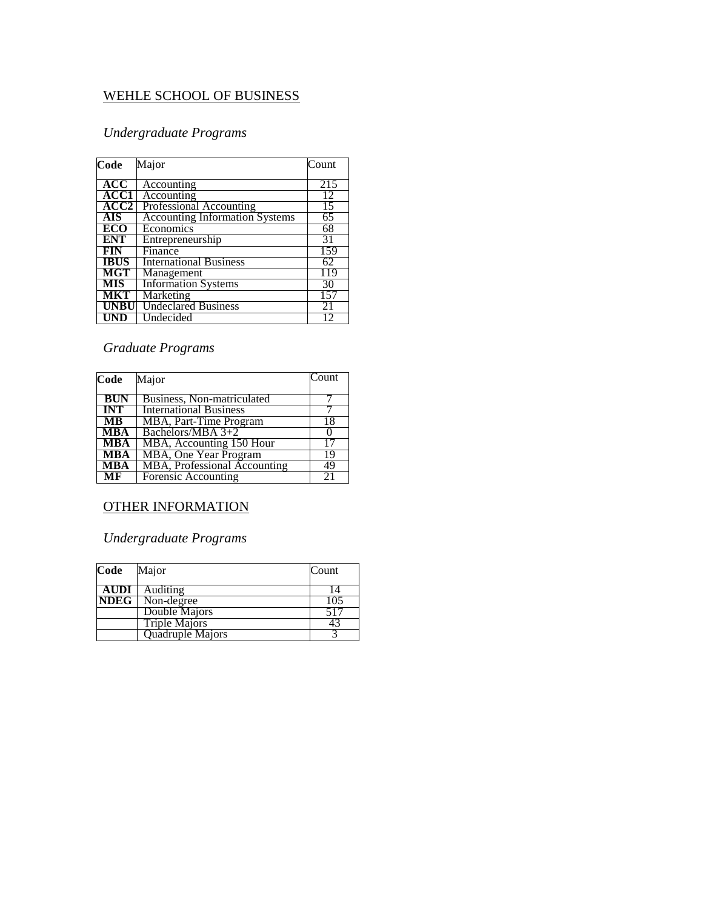## WEHLE SCHOOL OF BUSINESS

### *Undergraduate Programs*

| Code | Major | Count |
|---|---|---|
| **ACC** | Accounting | 215 |
| **ACC1** | Accounting | 12 |
| **ACC2** | Professional Accounting | 15 |
| **AIS** | Accounting Information Systems | 65 |
| **ECO** | Economics | 68 |
| **ENT** | Entrepreneurship | 31 |
| **FIN** | Finance | 159 |
| **IBUS** | International Business | 62 |
| **MGT** | Management | 119 |
| **MIS** | Information Systems | 30 |
| **MKT** | Marketing | 157 |
| **UNBU** | Undeclared Business | 21 |
| **UND** | Undecided | 12 |

### *Graduate Programs*

| Code | Major | Count |
|---|---|---|
| **BUN** | Business, Non-matriculated | 7 |
| **INT** | International Business | 7 |
| **MB** | MBA, Part-Time Program | 18 |
| **MBA** | Bachelors/MBA 3+2 | 0 |
| **MBA** | MBA, Accounting 150 Hour | 17 |
| **MBA** | MBA, One Year Program | 19 |
| **MBA** | MBA, Professional Accounting | 49 |
| **MF** | Forensic Accounting | 21 |

## OTHER INFORMATION

### *Undergraduate Programs*

| Code | Major | Count |
|---|---|---|
| **AUDI** | Auditing | 14 |
| **NDEG** | Non-degree | 105 |
| | Double Majors | 517 |
| | Triple Majors | 43 |
| | Quadruple Majors | 3 |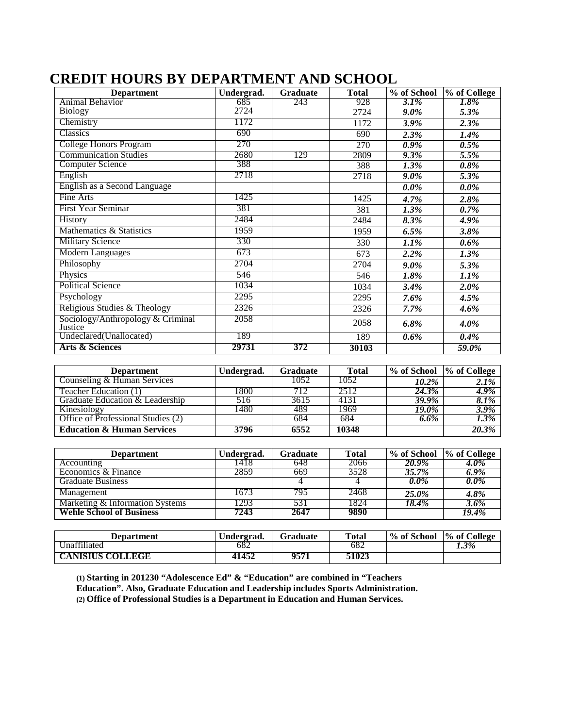# CREDIT HOURS BY DEPARTMENT AND SCHOOL

| Department | Undergrad. | Graduate | Total | % of School | % of College |
|---|---|---|---|---|---|
| Animal Behavior | 685 | 243 | 928 | *3.1%* | *1.8%* |
| Biology | 2724 | | 2724 | *9.0%* | *5.3%* |
| Chemistry | 1172 | | 1172 | *3.9%* | *2.3%* |
| Classics | 690 | | 690 | *2.3%* | *1.4%* |
| College Honors Program | 270 | | 270 | *0.9%* | *0.5%* |
| Communication Studies | 2680 | 129 | 2809 | *9.3%* | *5.5%* |
| Computer Science | 388 | | 388 | *1.3%* | *0.8%* |
| English | 2718 | | 2718 | *9.0%* | *5.3%* |
| English as a Second Language | | | | *0.0%* | *0.0%* |
| Fine Arts | 1425 | | 1425 | *4.7%* | *2.8%* |
| First Year Seminar | 381 | | 381 | *1.3%* | *0.7%* |
| History | 2484 | | 2484 | *8.3%* | *4.9%* |
| Mathematics & Statistics | 1959 | | 1959 | *6.5%* | *3.8%* |
| Military Science | 330 | | 330 | *1.1%* | *0.6%* |
| Modern Languages | 673 | | 673 | *2.2%* | *1.3%* |
| Philosophy | 2704 | | 2704 | *9.0%* | *5.3%* |
| Physics | 546 | | 546 | *1.8%* | *1.1%* |
| Political Science | 1034 | | 1034 | *3.4%* | *2.0%* |
| Psychology | 2295 | | 2295 | *7.6%* | *4.5%* |
| Religious Studies & Theology | 2326 | | 2326 | *7.7%* | *4.6%* |
| Sociology/Anthropology & Criminal Justice | 2058 | | 2058 | *6.8%* | *4.0%* |
| Undeclared(Unallocated) | 189 | | 189 | *0.6%* | *0.4%* |
| **Arts & Sciences** | **29731** | **372** | **30103** | | *59.0%* |

| Department | Undergrad. | Graduate | Total | % of School | % of College |
|---|---|---|---|---|---|
| Counseling & Human Services | | 1052 | 1052 | *10.2%* | *2.1%* |
| Teacher Education (1) | 1800 | 712 | 2512 | *24.3%* | *4.9%* |
| Graduate Education & Leadership | 516 | 3615 | 4131 | *39.9%* | *8.1%* |
| Kinesiology | 1480 | 489 | 1969 | *19.0%* | *3.9%* |
| Office of Professional Studies (2) | | 684 | 684 | *6.6%* | *1.3%* |
| **Education & Human Services** | **3796** | **6552** | **10348** | | *20.3%* |

| Department | Undergrad. | Graduate | Total | % of School | % of College |
|---|---|---|---|---|---|
| Accounting | 1418 | 648 | 2066 | *20.9%* | *4.0%* |
| Economics & Finance | 2859 | 669 | 3528 | *35.7%* | *6.9%* |
| Graduate Business | | 4 | 4 | *0.0%* | *0.0%* |
| Management | 1673 | 795 | 2468 | *25.0%* | *4.8%* |
| Marketing & Information Systems | 1293 | 531 | 1824 | *18.4%* | *3.6%* |
| **Wehle School of Business** | **7243** | **2647** | **9890** | | *19.4%* |

| Department | Undergrad. | Graduate | Total | % of School | % of College |
|---|---|---|---|---|---|
| Unaffiliated | 682 | | 682 | | *1.3%* |
| **CANISIUS COLLEGE** | **41452** | **9571** | **51023** | | |

**(1) Starting in 201230 "Adolescence Ed" & "Education" are combined in "Teachers Education". Also, Graduate Education and Leadership includes Sports Administration.**

**(2) Office of Professional Studies is a Department in Education and Human Services.**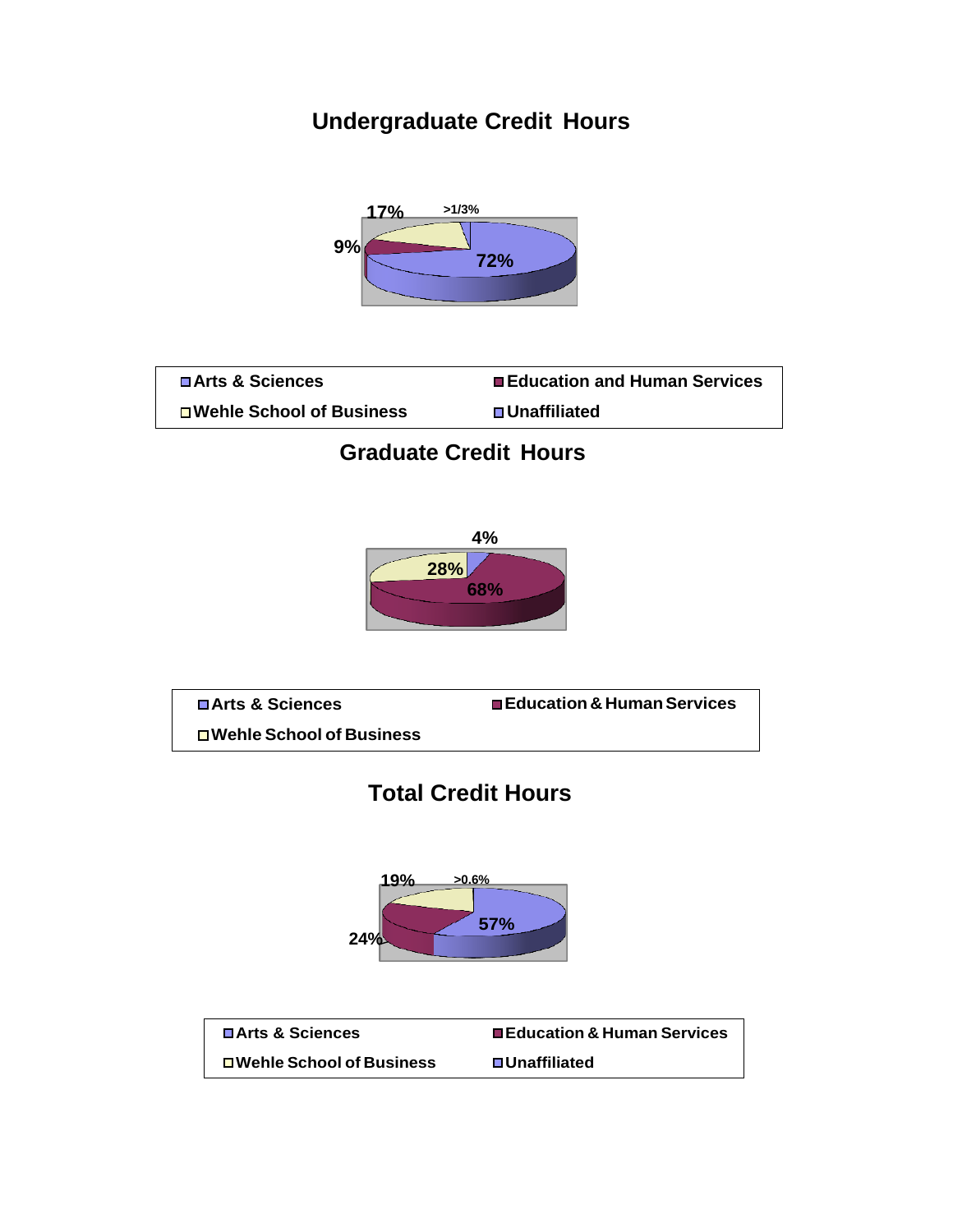## Undergraduate Credit Hours

17%
>1/3%
9%
72%

Arts & Sciences
Education and Human Services
Wehle School of Business
Unaffiliated

## Graduate Credit Hours

4%
28%
68%

Arts & Sciences
Education & Human Services
Wehle School of Business

## Total Credit Hours

19%
>0.6%
57%
24%

Arts & Sciences
Education & Human Services
Wehle School of Business
Unaffiliated